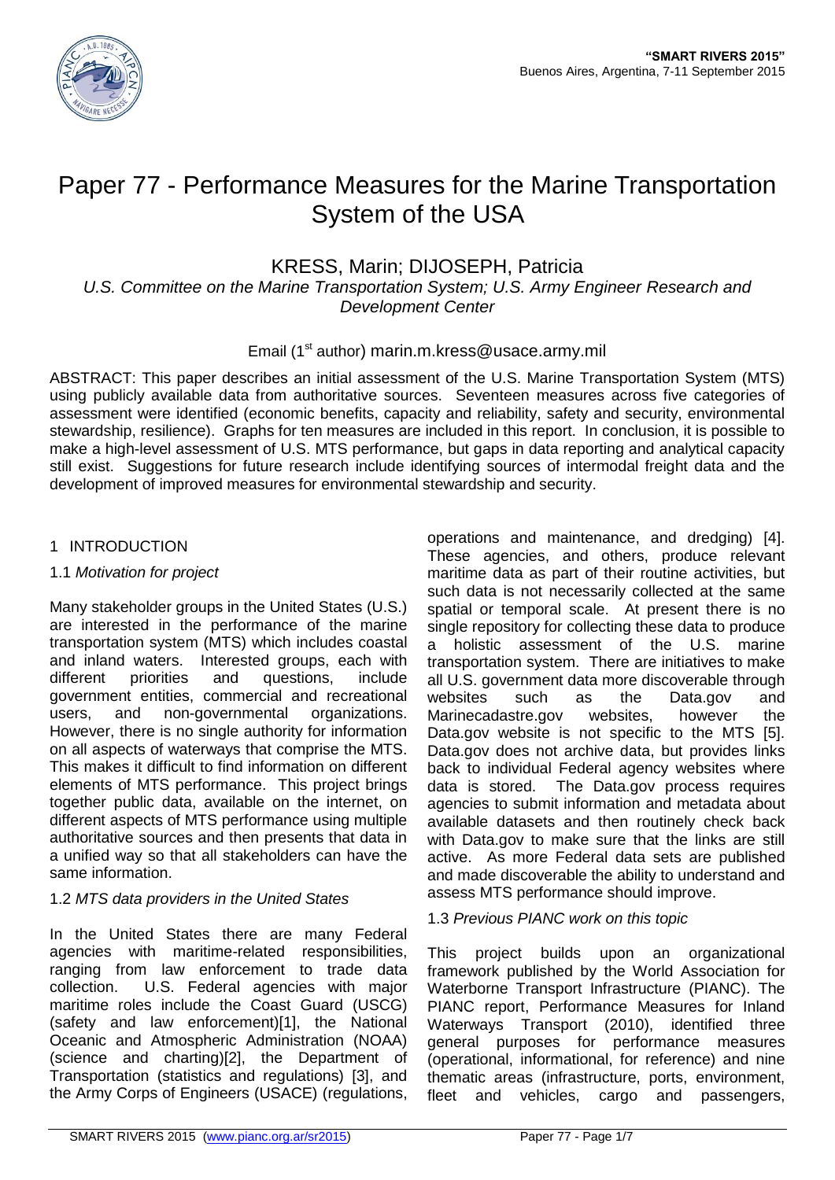# Paper 77 - Performance Measures for the Marine Transportation System of the USA

KRESS, Marin; DIJOSEPH, Patricia

*U.S. Committee on the Marine Transportation System; U.S. Army Engineer Research and Development Center*

Email (1st author) marin.m.kress@usace.army.mil

ABSTRACT: This paper describes an initial assessment of the U.S. Marine Transportation System (MTS) using publicly available data from authoritative sources. Seventeen measures across five categories of assessment were identified (economic benefits, capacity and reliability, safety and security, environmental stewardship, resilience). Graphs for ten measures are included in this report. In conclusion, it is possible to make a high-level assessment of U.S. MTS performance, but gaps in data reporting and analytical capacity still exist. Suggestions for future research include identifying sources of intermodal freight data and the development of improved measures for environmental stewardship and security.

## 1 INTRODUCTION

### 1.1 *Motivation for project*

Many stakeholder groups in the United States (U.S.) are interested in the performance of the marine transportation system (MTS) which includes coastal and inland waters. Interested groups, each with different priorities and questions, include government entities, commercial and recreational users, and non-governmental organizations. However, there is no single authority for information on all aspects of waterways that comprise the MTS. This makes it difficult to find information on different elements of MTS performance. This project brings together public data, available on the internet, on different aspects of MTS performance using multiple authoritative sources and then presents that data in a unified way so that all stakeholders can have the same information.

### 1.2 *MTS data providers in the United States*

In the United States there are many Federal agencies with maritime-related responsibilities, ranging from law enforcement to trade data collection. U.S. Federal agencies with major maritime roles include the Coast Guard (USCG) (safety and law enforcement)[1], the National Oceanic and Atmospheric Administration (NOAA) (science and charting)[2], the Department of Transportation (statistics and regulations) [3], and the Army Corps of Engineers (USACE) (regulations, operations and maintenance, and dredging) [4]. These agencies, and others, produce relevant maritime data as part of their routine activities, but such data is not necessarily collected at the same spatial or temporal scale. At present there is no single repository for collecting these data to produce a holistic assessment of the U.S. marine transportation system. There are initiatives to make all U.S. government data more discoverable through websites such as the Data.gov and Marinecadastre.gov websites, however the Data.gov website is not specific to the MTS [5]. Data.gov does not archive data, but provides links back to individual Federal agency websites where data is stored. The Data.gov process requires agencies to submit information and metadata about available datasets and then routinely check back with Data.gov to make sure that the links are still active. As more Federal data sets are published and made discoverable the ability to understand and assess MTS performance should improve.

### 1.3 *Previous PIANC work on this topic*

This project builds upon an organizational framework published by the World Association for Waterborne Transport Infrastructure (PIANC). The PIANC report, Performance Measures for Inland Waterways Transport (2010), identified three general purposes for performance measures (operational, informational, for reference) and nine thematic areas (infrastructure, ports, environment, fleet and vehicles, cargo and passengers,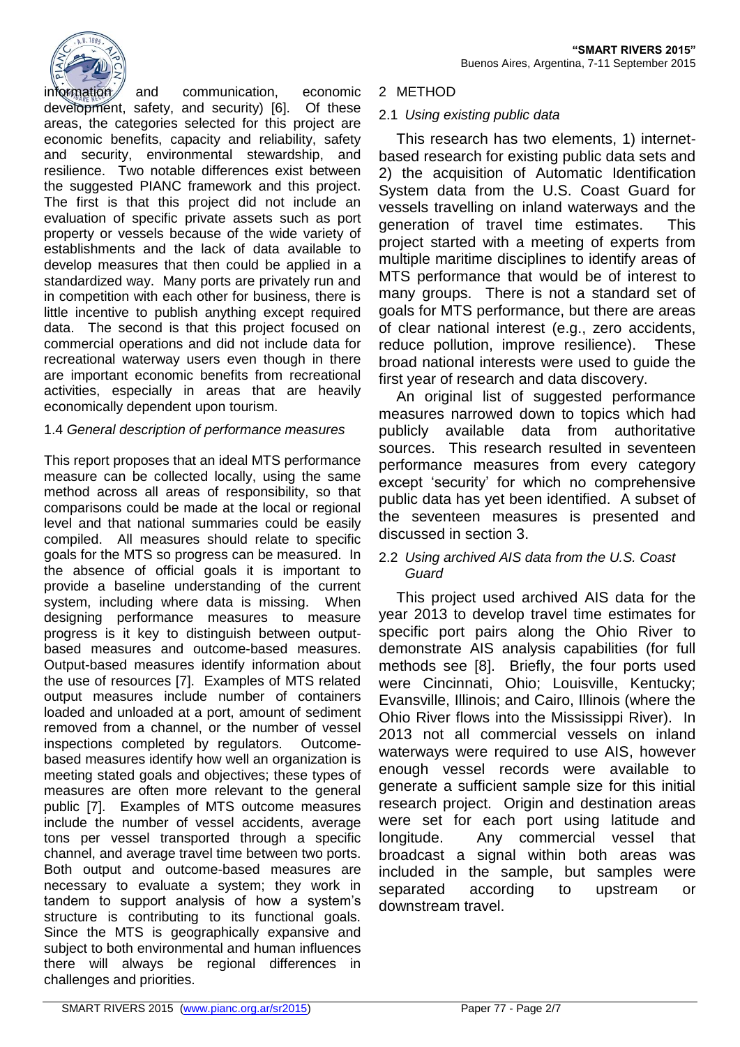information and communication, economic development, safety, and security) [6]. Of these areas, the categories selected for this project are economic benefits, capacity and reliability, safety and security, environmental stewardship, and resilience. Two notable differences exist between the suggested PIANC framework and this project. The first is that this project did not include an evaluation of specific private assets such as port property or vessels because of the wide variety of establishments and the lack of data available to develop measures that then could be applied in a standardized way. Many ports are privately run and in competition with each other for business, there is little incentive to publish anything except required data. The second is that this project focused on commercial operations and did not include data for recreational waterway users even though in there are important economic benefits from recreational activities, especially in areas that are heavily economically dependent upon tourism.

### 1.4 *General description of performance measures*

This report proposes that an ideal MTS performance measure can be collected locally, using the same method across all areas of responsibility, so that comparisons could be made at the local or regional level and that national summaries could be easily compiled. All measures should relate to specific goals for the MTS so progress can be measured. In the absence of official goals it is important to provide a baseline understanding of the current system, including where data is missing. When designing performance measures to measure progress is it key to distinguish between output-based measures and outcome-based measures. Output-based measures identify information about the use of resources [7]. Examples of MTS related output measures include number of containers loaded and unloaded at a port, amount of sediment removed from a channel, or the number of vessel inspections completed by regulators. Outcome-based measures identify how well an organization is meeting stated goals and objectives; these types of measures are often more relevant to the general public [7]. Examples of MTS outcome measures include the number of vessel accidents, average tons per vessel transported through a specific channel, and average travel time between two ports. Both output and outcome-based measures are necessary to evaluate a system; they work in tandem to support analysis of how a system's structure is contributing to its functional goals. Since the MTS is geographically expansive and subject to both environmental and human influences there will always be regional differences in challenges and priorities.

## 2 METHOD

### 2.1 *Using existing public data*

This research has two elements, 1) internet-based research for existing public data sets and 2) the acquisition of Automatic Identification System data from the U.S. Coast Guard for vessels travelling on inland waterways and the generation of travel time estimates. This project started with a meeting of experts from multiple maritime disciplines to identify areas of MTS performance that would be of interest to many groups. There is not a standard set of goals for MTS performance, but there are areas of clear national interest (e.g., zero accidents, reduce pollution, improve resilience). These broad national interests were used to guide the first year of research and data discovery.

An original list of suggested performance measures narrowed down to topics which had publicly available data from authoritative sources. This research resulted in seventeen performance measures from every category except 'security' for which no comprehensive public data has yet been identified. A subset of the seventeen measures is presented and discussed in section 3.

### 2.2 *Using archived AIS data from the U.S. Coast Guard*

This project used archived AIS data for the year 2013 to develop travel time estimates for specific port pairs along the Ohio River to demonstrate AIS analysis capabilities (for full methods see [8]. Briefly, the four ports used were Cincinnati, Ohio; Louisville, Kentucky; Evansville, Illinois; and Cairo, Illinois (where the Ohio River flows into the Mississippi River). In 2013 not all commercial vessels on inland waterways were required to use AIS, however enough vessel records were available to generate a sufficient sample size for this initial research project. Origin and destination areas were set for each port using latitude and longitude. Any commercial vessel that broadcast a signal within both areas was included in the sample, but samples were separated according to upstream or downstream travel.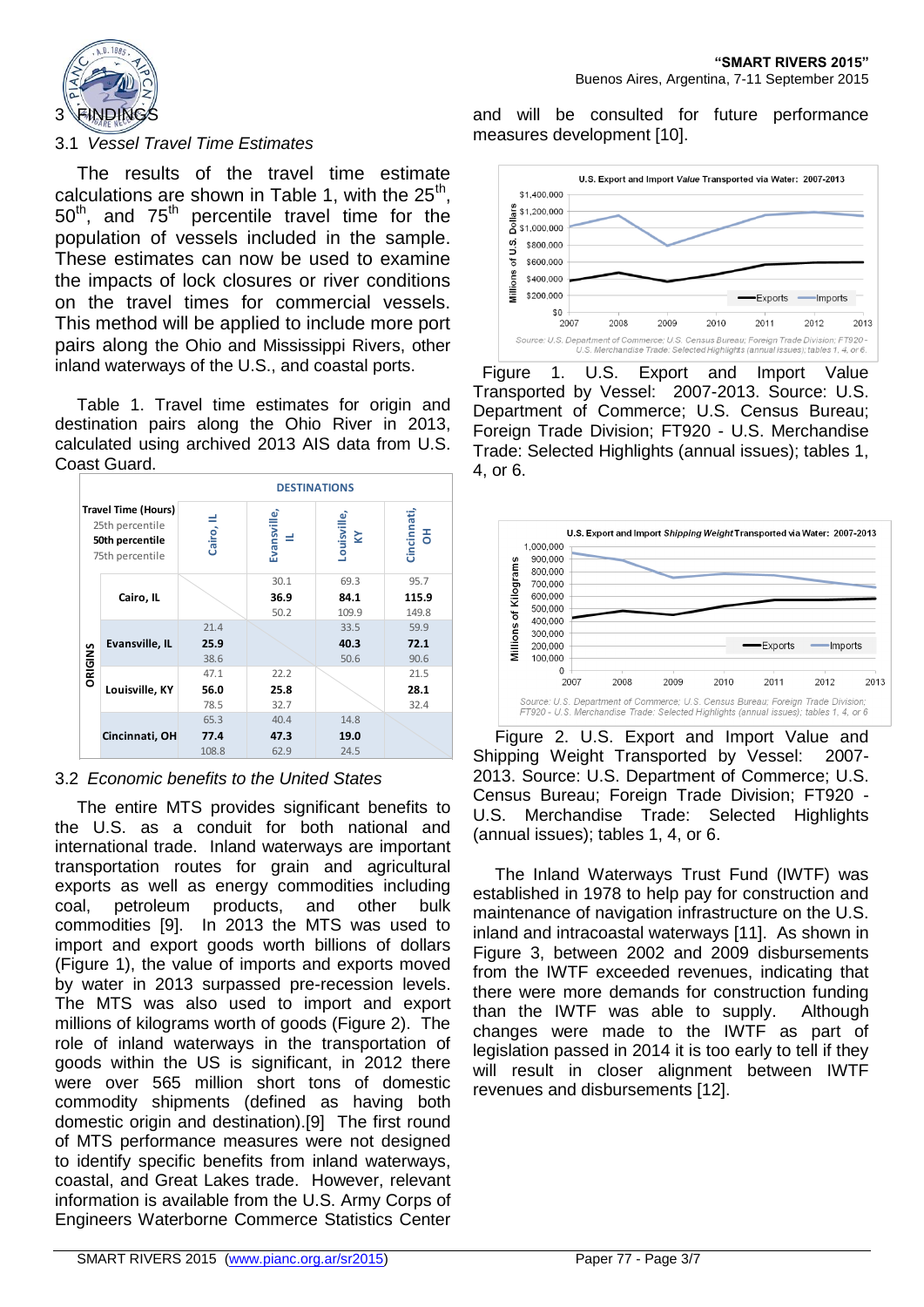## 3 FINDINGS

### 3.1 *Vessel Travel Time Estimates*

The results of the travel time estimate calculations are shown in Table 1, with the 25th, 50th, and 75th percentile travel time for the population of vessels included in the sample. These estimates can now be used to examine the impacts of lock closures or river conditions on the travel times for commercial vessels. This method will be applied to include more port pairs along the Ohio and Mississippi Rivers, other inland waterways of the U.S., and coastal ports.

Table 1. Travel time estimates for origin and destination pairs along the Ohio River in 2013, calculated using archived 2013 AIS data from U.S. Coast Guard.

| Travel Time (Hours) 25th percentile **50th percentile** 75th percentile | | DESTINATIONS | | | |
|---|---|---|---|---|---|
| | | Cairo, IL | Evansville, IL | Louisville, KY | Cincinnati, OH |
| ORIGINS | Cairo, IL | | 30.1 **36.9** 50.2 | 69.3 **84.1** 109.9 | 95.7 **115.9** 149.8 |
| | Evansville, IL | 21.4 **25.9** 38.6 | | 33.5 **40.3** 50.6 | 59.9 **72.1** 90.6 |
| | Louisville, KY | 47.1 **56.0** 78.5 | 22.2 **25.8** 32.7 | | 21.5 **28.1** 32.4 |
| | Cincinnati, OH | 65.3 **77.4** 108.8 | 40.4 **47.3** 62.9 | 14.8 **19.0** 24.5 | |

### 3.2 *Economic benefits to the United States*

The entire MTS provides significant benefits to the U.S. as a conduit for both national and international trade. Inland waterways are important transportation routes for grain and agricultural exports as well as energy commodities including coal, petroleum products, and other bulk commodities [9]. In 2013 the MTS was used to import and export goods worth billions of dollars (Figure 1), the value of imports and exports moved by water in 2013 surpassed pre-recession levels. The MTS was also used to import and export millions of kilograms worth of goods (Figure 2). The role of inland waterways in the transportation of goods within the US is significant, in 2012 there were over 565 million short tons of domestic commodity shipments (defined as having both domestic origin and destination).[9] The first round of MTS performance measures were not designed to identify specific benefits from inland waterways, coastal, and Great Lakes trade. However, relevant information is available from the U.S. Army Corps of Engineers Waterborne Commerce Statistics Center and will be consulted for future performance measures development [10].

Figure 1. U.S. Export and Import Value Transported by Vessel: 2007-2013. Source: U.S. Department of Commerce; U.S. Census Bureau; Foreign Trade Division; FT920 - U.S. Merchandise Trade: Selected Highlights (annual issues); tables 1, 4, or 6.

Figure 2. U.S. Export and Import Value and Shipping Weight Transported by Vessel: 2007-2013. Source: U.S. Department of Commerce; U.S. Census Bureau; Foreign Trade Division; FT920 - U.S. Merchandise Trade: Selected Highlights (annual issues); tables 1, 4, or 6.

The Inland Waterways Trust Fund (IWTF) was established in 1978 to help pay for construction and maintenance of navigation infrastructure on the U.S. inland and intracoastal waterways [11]. As shown in Figure 3, between 2002 and 2009 disbursements from the IWTF exceeded revenues, indicating that there were more demands for construction funding than the IWTF was able to supply. Although changes were made to the IWTF as part of legislation passed in 2014 it is too early to tell if they will result in closer alignment between IWTF revenues and disbursements [12].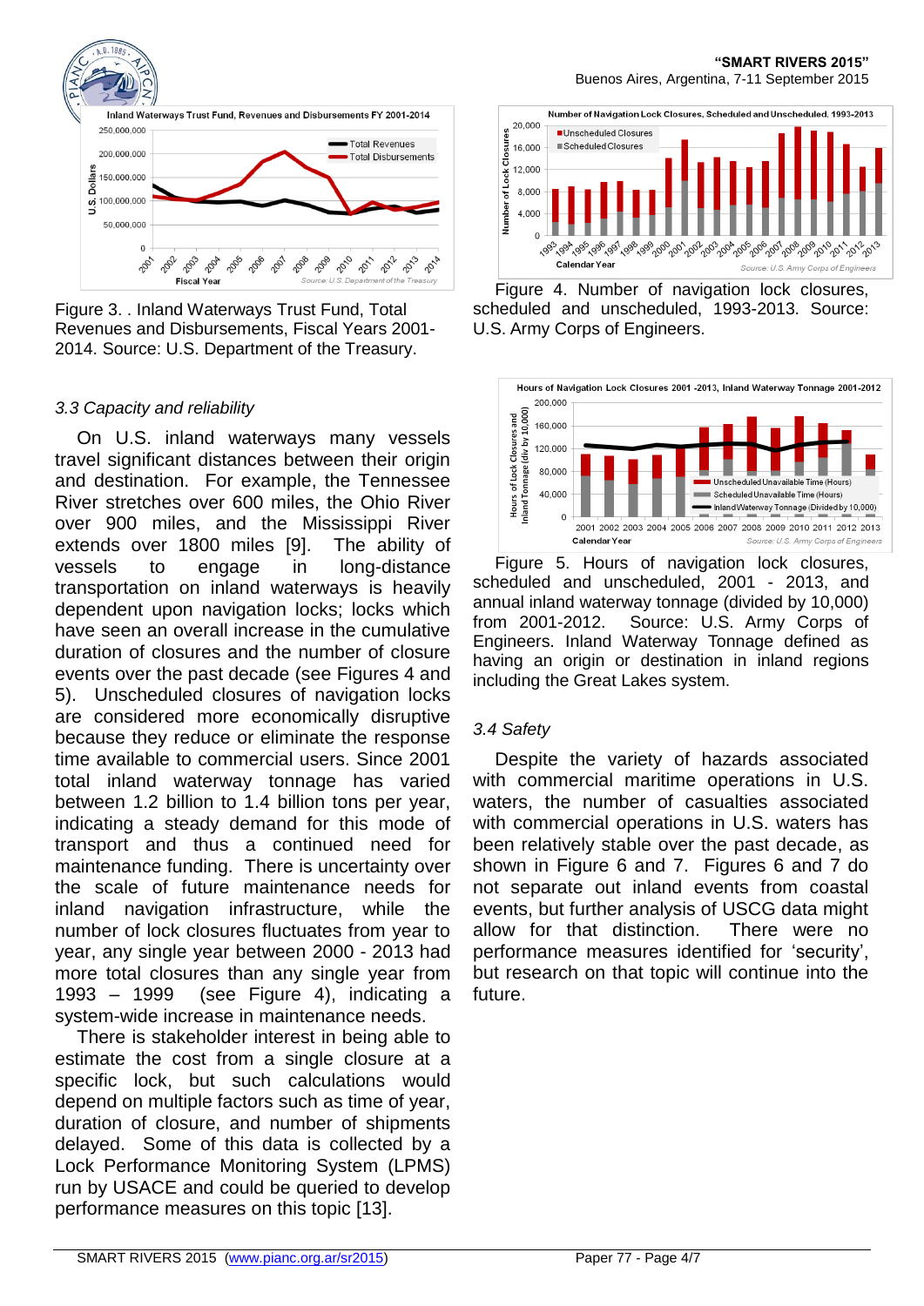Figure 3. . Inland Waterways Trust Fund, Total Revenues and Disbursements, Fiscal Years 2001-2014. Source: U.S. Department of the Treasury.

### *3.3 Capacity and reliability*

On U.S. inland waterways many vessels travel significant distances between their origin and destination. For example, the Tennessee River stretches over 600 miles, the Ohio River over 900 miles, and the Mississippi River extends over 1800 miles [9]. The ability of vessels to engage in long-distance transportation on inland waterways is heavily dependent upon navigation locks; locks which have seen an overall increase in the cumulative duration of closures and the number of closure events over the past decade (see Figures 4 and 5). Unscheduled closures of navigation locks are considered more economically disruptive because they reduce or eliminate the response time available to commercial users. Since 2001 total inland waterway tonnage has varied between 1.2 billion to 1.4 billion tons per year, indicating a steady demand for this mode of transport and thus a continued need for maintenance funding. There is uncertainty over the scale of future maintenance needs for inland navigation infrastructure, while the number of lock closures fluctuates from year to year, any single year between 2000 - 2013 had more total closures than any single year from 1993 – 1999 (see Figure 4), indicating a system-wide increase in maintenance needs.

There is stakeholder interest in being able to estimate the cost from a single closure at a specific lock, but such calculations would depend on multiple factors such as time of year, duration of closure, and number of shipments delayed. Some of this data is collected by a Lock Performance Monitoring System (LPMS) run by USACE and could be queried to develop performance measures on this topic [13].

Figure 4. Number of navigation lock closures, scheduled and unscheduled, 1993-2013. Source: U.S. Army Corps of Engineers.

Figure 5. Hours of navigation lock closures, scheduled and unscheduled, 2001 - 2013, and annual inland waterway tonnage (divided by 10,000) from 2001-2012. Source: U.S. Army Corps of Engineers. Inland Waterway Tonnage defined as having an origin or destination in inland regions including the Great Lakes system.

### *3.4 Safety*

Despite the variety of hazards associated with commercial maritime operations in U.S. waters, the number of casualties associated with commercial operations in U.S. waters has been relatively stable over the past decade, as shown in Figure 6 and 7. Figures 6 and 7 do not separate out inland events from coastal events, but further analysis of USCG data might allow for that distinction. There were no performance measures identified for 'security', but research on that topic will continue into the future.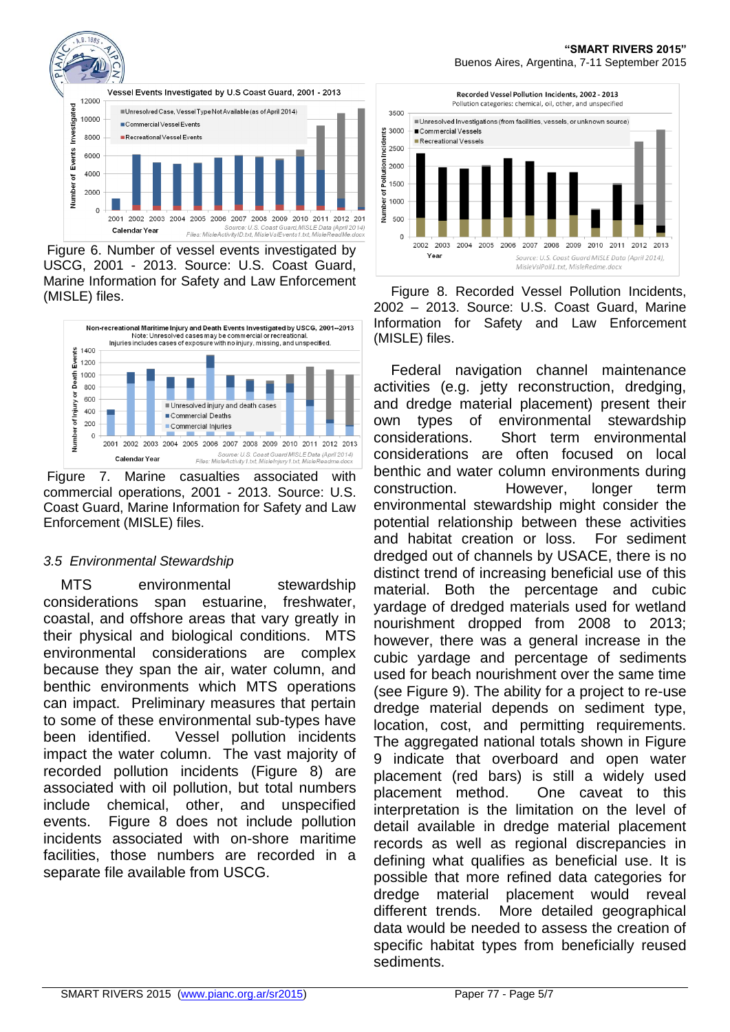Figure 6. Number of vessel events investigated by USCG, 2001 - 2013. Source: U.S. Coast Guard, Marine Information for Safety and Law Enforcement (MISLE) files.

Figure 7. Marine casualties associated with commercial operations, 2001 - 2013. Source: U.S. Coast Guard, Marine Information for Safety and Law Enforcement (MISLE) files.

### *3.5 Environmental Stewardship*

MTS environmental stewardship considerations span estuarine, freshwater, coastal, and offshore areas that vary greatly in their physical and biological conditions. MTS environmental considerations are complex because they span the air, water column, and benthic environments which MTS operations can impact. Preliminary measures that pertain to some of these environmental sub-types have been identified. Vessel pollution incidents impact the water column. The vast majority of recorded pollution incidents (Figure 8) are associated with oil pollution, but total numbers include chemical, other, and unspecified events. Figure 8 does not include pollution incidents associated with on-shore maritime facilities, those numbers are recorded in a separate file available from USCG.

Figure 8. Recorded Vessel Pollution Incidents, 2002 – 2013. Source: U.S. Coast Guard, Marine Information for Safety and Law Enforcement (MISLE) files.

Federal navigation channel maintenance activities (e.g. jetty reconstruction, dredging, and dredge material placement) present their own types of environmental stewardship considerations. Short term environmental considerations are often focused on local benthic and water column environments during construction. However, longer term environmental stewardship might consider the potential relationship between these activities and habitat creation or loss. For sediment dredged out of channels by USACE, there is no distinct trend of increasing beneficial use of this material. Both the percentage and cubic yardage of dredged materials used for wetland nourishment dropped from 2008 to 2013; however, there was a general increase in the cubic yardage and percentage of sediments used for beach nourishment over the same time (see Figure 9). The ability for a project to re-use dredge material depends on sediment type, location, cost, and permitting requirements. The aggregated national totals shown in Figure 9 indicate that overboard and open water placement (red bars) is still a widely used placement method. One caveat to this interpretation is the limitation on the level of detail available in dredge material placement records as well as regional discrepancies in defining what qualifies as beneficial use. It is possible that more refined data categories for dredge material placement would reveal different trends. More detailed geographical data would be needed to assess the creation of specific habitat types from beneficially reused sediments.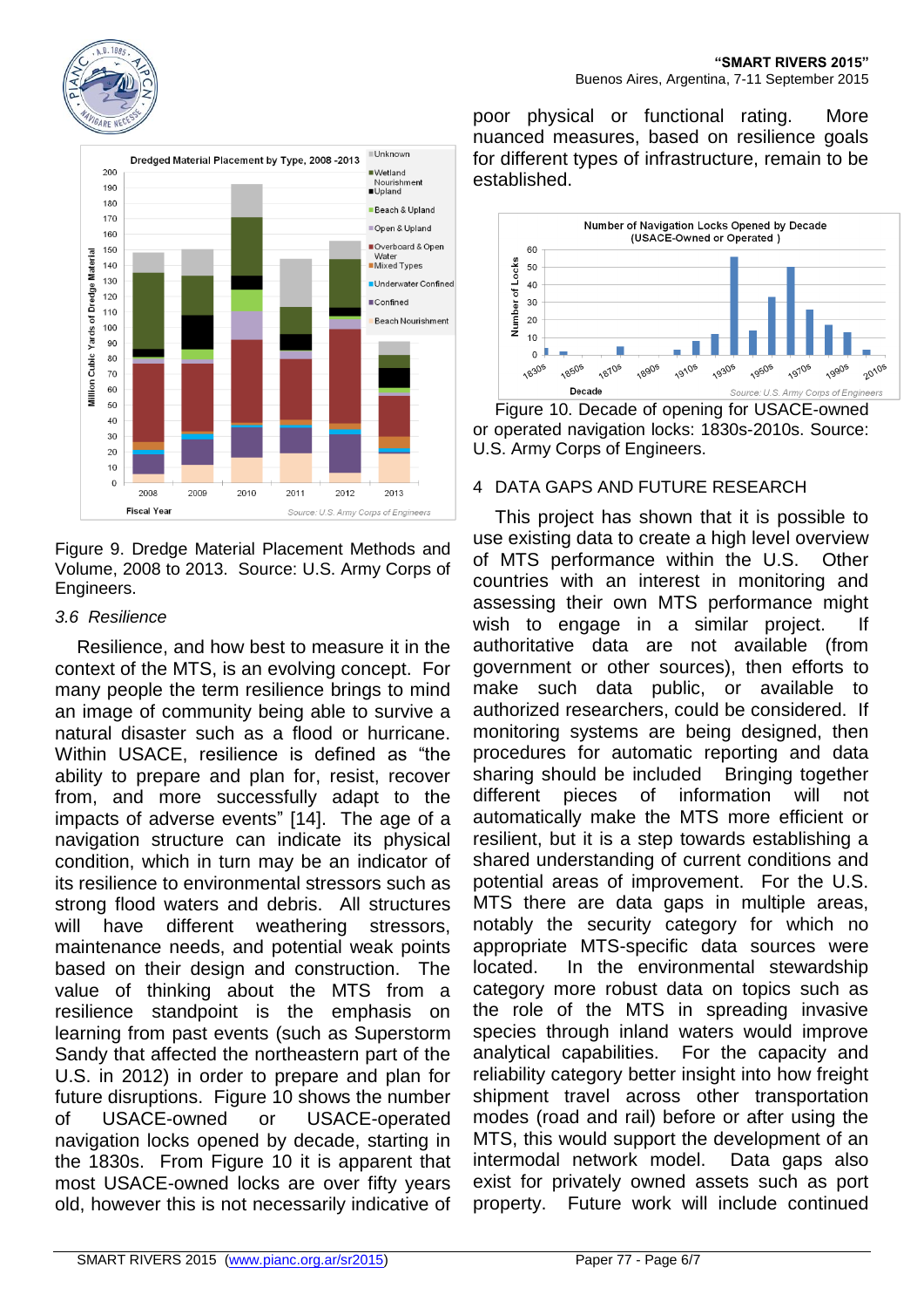Figure 9. Dredge Material Placement Methods and Volume, 2008 to 2013. Source: U.S. Army Corps of Engineers.

### *3.6 Resilience*

Resilience, and how best to measure it in the context of the MTS, is an evolving concept. For many people the term resilience brings to mind an image of community being able to survive a natural disaster such as a flood or hurricane. Within USACE, resilience is defined as "the ability to prepare and plan for, resist, recover from, and more successfully adapt to the impacts of adverse events" [14]. The age of a navigation structure can indicate its physical condition, which in turn may be an indicator of its resilience to environmental stressors such as strong flood waters and debris. All structures will have different weathering stressors, maintenance needs, and potential weak points based on their design and construction. The value of thinking about the MTS from a resilience standpoint is the emphasis on learning from past events (such as Superstorm Sandy that affected the northeastern part of the U.S. in 2012) in order to prepare and plan for future disruptions. Figure 10 shows the number of USACE-owned or USACE-operated navigation locks opened by decade, starting in the 1830s. From Figure 10 it is apparent that most USACE-owned locks are over fifty years old, however this is not necessarily indicative of poor physical or functional rating. More nuanced measures, based on resilience goals for different types of infrastructure, remain to be established.

Figure 10. Decade of opening for USACE-owned or operated navigation locks: 1830s-2010s. Source: U.S. Army Corps of Engineers.

## 4 DATA GAPS AND FUTURE RESEARCH

This project has shown that it is possible to use existing data to create a high level overview of MTS performance within the U.S. Other countries with an interest in monitoring and assessing their own MTS performance might wish to engage in a similar project. If authoritative data are not available (from government or other sources), then efforts to make such data public, or available to authorized researchers, could be considered. If monitoring systems are being designed, then procedures for automatic reporting and data sharing should be included Bringing together different pieces of information will not automatically make the MTS more efficient or resilient, but it is a step towards establishing a shared understanding of current conditions and potential areas of improvement. For the U.S. MTS there are data gaps in multiple areas, notably the security category for which no appropriate MTS-specific data sources were located. In the environmental stewardship category more robust data on topics such as the role of the MTS in spreading invasive species through inland waters would improve analytical capabilities. For the capacity and reliability category better insight into how freight shipment travel across other transportation modes (road and rail) before or after using the MTS, this would support the development of an intermodal network model. Data gaps also exist for privately owned assets such as port property. Future work will include continued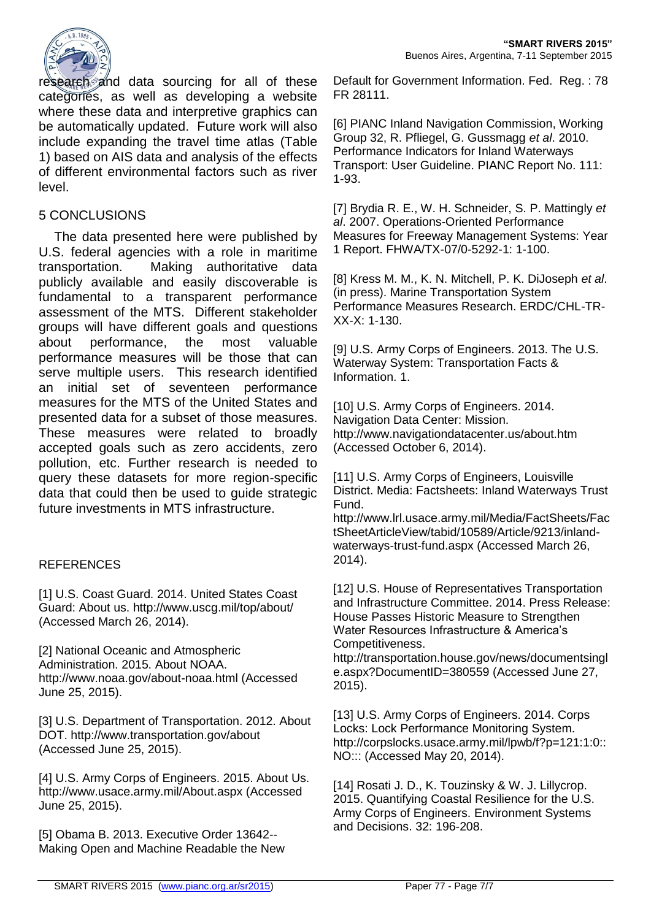research and data sourcing for all of these categories, as well as developing a website where these data and interpretive graphics can be automatically updated. Future work will also include expanding the travel time atlas (Table 1) based on AIS data and analysis of the effects of different environmental factors such as river level.

## 5 CONCLUSIONS

The data presented here were published by U.S. federal agencies with a role in maritime transportation. Making authoritative data publicly available and easily discoverable is fundamental to a transparent performance assessment of the MTS. Different stakeholder groups will have different goals and questions about performance, the most valuable performance measures will be those that can serve multiple users. This research identified an initial set of seventeen performance measures for the MTS of the United States and presented data for a subset of those measures. These measures were related to broadly accepted goals such as zero accidents, zero pollution, etc. Further research is needed to query these datasets for more region-specific data that could then be used to guide strategic future investments in MTS infrastructure.

## REFERENCES

[1] U.S. Coast Guard. 2014. United States Coast Guard: About us. http://www.uscg.mil/top/about/ (Accessed March 26, 2014).

[2] National Oceanic and Atmospheric Administration. 2015. About NOAA. http://www.noaa.gov/about-noaa.html (Accessed June 25, 2015).

[3] U.S. Department of Transportation. 2012. About DOT. http://www.transportation.gov/about (Accessed June 25, 2015).

[4] U.S. Army Corps of Engineers. 2015. About Us. http://www.usace.army.mil/About.aspx (Accessed June 25, 2015).

[5] Obama B. 2013. Executive Order 13642-- Making Open and Machine Readable the New Default for Government Information. Fed. Reg. : 78 FR 28111.

[6] PIANC Inland Navigation Commission, Working Group 32, R. Pfliegel, G. Gussmagg *et al*. 2010. Performance Indicators for Inland Waterways Transport: User Guideline. PIANC Report No. 111: 1-93.

[7] Brydia R. E., W. H. Schneider, S. P. Mattingly *et al*. 2007. Operations-Oriented Performance Measures for Freeway Management Systems: Year 1 Report. FHWA/TX-07/0-5292-1: 1-100.

[8] Kress M. M., K. N. Mitchell, P. K. DiJoseph *et al*. (in press). Marine Transportation System Performance Measures Research. ERDC/CHL-TR-XX-X: 1-130.

[9] U.S. Army Corps of Engineers. 2013. The U.S. Waterway System: Transportation Facts & Information. 1.

[10] U.S. Army Corps of Engineers. 2014. Navigation Data Center: Mission. http://www.navigationdatacenter.us/about.htm (Accessed October 6, 2014).

[11] U.S. Army Corps of Engineers, Louisville District. Media: Factsheets: Inland Waterways Trust Fund. http://www.lrl.usace.army.mil/Media/FactSheets/FactSheetArticleView/tabid/10589/Article/9213/inland-waterways-trust-fund.aspx (Accessed March 26, 2014).

[12] U.S. House of Representatives Transportation and Infrastructure Committee. 2014. Press Release: House Passes Historic Measure to Strengthen Water Resources Infrastructure & America's Competitiveness. http://transportation.house.gov/news/documentsingle.aspx?DocumentID=380559 (Accessed June 27, 2015).

[13] U.S. Army Corps of Engineers. 2014. Corps Locks: Lock Performance Monitoring System. http://corpslocks.usace.army.mil/lpwb/f?p=121:1:0::NO::: (Accessed May 20, 2014).

[14] Rosati J. D., K. Touzinsky & W. J. Lillycrop. 2015. Quantifying Coastal Resilience for the U.S. Army Corps of Engineers. Environment Systems and Decisions. 32: 196-208.